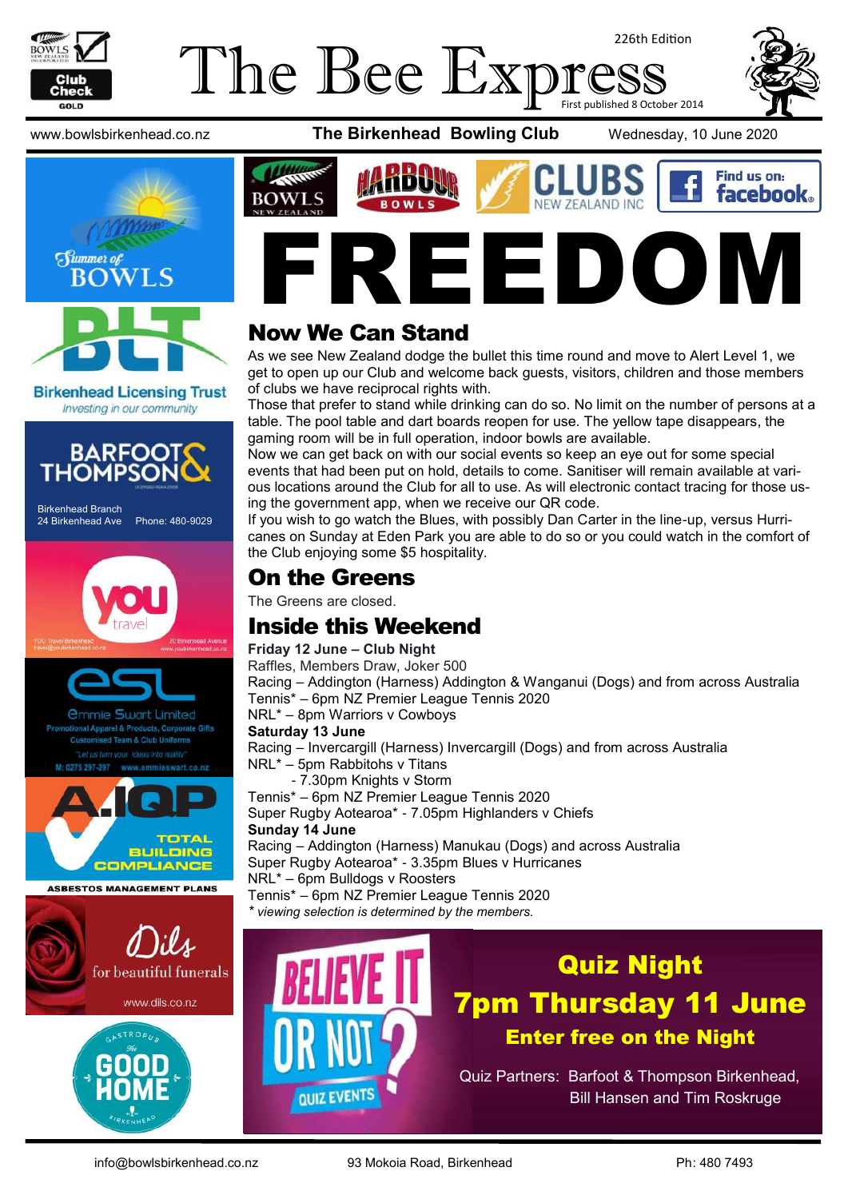# The Bee Express

226th Edition

First published 8 October 2014

www.bowlsbirkenhead.co.nz **The Birkenhead Bowling Club** Wednesday, 10 June 2020

# FREEDOM

## Now We Can Stand

As we see New Zealand dodge the bullet this time round and move to Alert Level 1, we get to open up our Club and welcome back guests, visitors, children and those members of clubs we have reciprocal rights with.

Those that prefer to stand while drinking can do so. No limit on the number of persons at a table. The pool table and dart boards reopen for use. The yellow tape disappears, the gaming room will be in full operation, indoor bowls are available.

Now we can get back on with our social events so keep an eye out for some special events that had been put on hold, details to come. Sanitiser will remain available at various locations around the Club for all to use. As will electronic contact tracing for those using the government app, when we receive our QR code.

If you wish to go watch the Blues, with possibly Dan Carter in the line-up, versus Hurricanes on Sunday at Eden Park you are able to do so or you could watch in the comfort of the Club enjoying some $5 hospitality.

## On the Greens

The Greens are closed.

## Inside this Weekend

**Friday 12 June – Club Night**
Raffles, Members Draw, Joker 500
Racing – Addington (Harness) Addington & Wanganui (Dogs) and from across Australia
Tennis* – 6pm NZ Premier League Tennis 2020
NRL* – 8pm Warriors v Cowboys

**Saturday 13 June**
Racing – Invercargill (Harness) Invercargill (Dogs) and from across Australia
NRL* – 5pm Rabbitohs v Titans
- 7.30pm Knights v Storm

Tennis* – 6pm NZ Premier League Tennis 2020
Super Rugby Aotearoa* - 7.05pm Highlanders v Chiefs

**Sunday 14 June**
Racing – Addington (Harness) Manukau (Dogs) and across Australia
Super Rugby Aotearoa* - 3.35pm Blues v Hurricanes
NRL* – 6pm Bulldogs v Roosters
Tennis* – 6pm NZ Premier League Tennis 2020

*\* viewing selection is determined by the members.*

## Quiz Night
## 7pm Thursday 11 June
### Enter free on the Night

BELIEVE IT OR NOT? QUIZ EVENTS

Quiz Partners: Barfoot & Thompson Birkenhead, Bill Hansen and Tim Roskruge

Birkenhead Licensing Trust — Investing in our community

Barfoot & Thompson — Birkenhead Branch, 24 Birkenhead Ave, Phone: 480-9029

Emmie Swart Limited — Promotional Apparel & Products, Corporate Gifts, Customised Team & Club Uniforms. "Let us turn your ideas into reality" M: 0275 297-297 www.emmieswart.co.nz

A.I.Q.P — Total Building Compliance — Asbestos Management Plans

Dils — for beautiful funerals — www.dils.co.nz

The Good Home Gastropub Birkenhead

info@bowlsbirkenhead.co.nz 93 Mokoia Road, Birkenhead Ph: 480 7493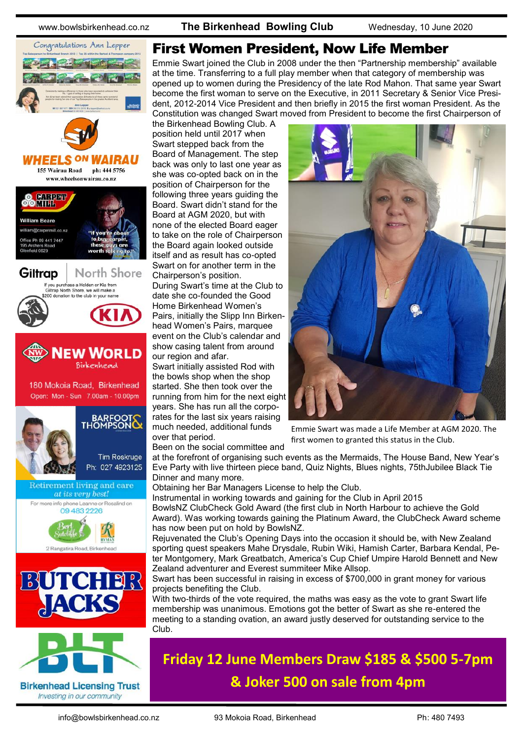# First Women President, Now Life Member

Emmie Swart joined the Club in 2008 under the then "Partnership membership" available at the time. Transferring to a full play member when that category of membership was opened up to women during the Presidency of the late Rod Mahon. That same year Swart become the first woman to serve on the Executive, in 2011 Secretary & Senior Vice President, 2012-2014 Vice President and then briefly in 2015 the first woman President. As the Constitution was changed Swart moved from President to become the first Chairperson of the Birkenhead Bowling Club. A position held until 2017 when Swart stepped back from the Board of Management. The step back was only to last one year as she was co-opted back on in the position of Chairperson for the following three years guiding the Board. Swart didn't stand for the Board at AGM 2020, but with none of the elected Board eager to take on the role of Chairperson the Board again looked outside itself and as result has co-opted Swart on for another term in the Chairperson's position.

During Swart's time at the Club to date she co-founded the Good Home Birkenhead Women's Pairs, initially the Slipp Inn Birkenhead Women's Pairs, marquee event on the Club's calendar and show casing talent from around our region and afar.

Swart initially assisted Rod with the bowls shop when the shop started. She then took over the running from him for the next eight years. She has run all the corporates for the last six years raising much needed, additional funds over that period.

Emmie Swart was made a Life Member at AGM 2020. The first women to granted this status in the Club.

Been on the social committee and at the forefront of organising such events as the Mermaids, The House Band, New Year's Eve Party with live thirteen piece band, Quiz Nights, Blues nights, 75thJubilee Black Tie Dinner and many more.

Obtaining her Bar Managers License to help the Club.

Instrumental in working towards and gaining for the Club in April 2015 BowlsNZ ClubCheck Gold Award (the first club in North Harbour to achieve the Gold Award). Was working towards gaining the Platinum Award, the ClubCheck Award scheme has now been put on hold by BowlsNZ.

Rejuvenated the Club's Opening Days into the occasion it should be, with New Zealand sporting quest speakers Mahe Drysdale, Rubin Wiki, Hamish Carter, Barbara Kendal, Peter Montgomery, Mark Greatbatch, America's Cup Chief Umpire Harold Bennett and New Zealand adventurer and Everest summiteer Mike Allsop.

Swart has been successful in raising in excess of $700,000 in grant money for various projects benefiting the Club.

With two-thirds of the vote required, the maths was easy as the vote to grant Swart life membership was unanimous. Emotions got the better of Swart as she re-entered the meeting to a standing ovation, an award justly deserved for outstanding service to the Club.

**Friday 12 June Members Draw $185 & $500 5-7pm & Joker 500 on sale from 4pm**

Congratulations Ann Lepper

WHEELS ON WAIRAU
155 Wairau Road ph: 444 5756
www.wheelsonwairau.co.nz

CARPET MILL
William Beare
william@carpetmill.co.nz
Office Ph 09 441 7447
195 Archers Road
Glenfield 0629
"If you're about to buy carpet, these guys are worth talking to."

Giltrap North Shore
If you purchase a Holden or Kia from Giltrap North Shore, we will make a $200 donation to the club in your name

NEW WORLD Birkenhead
180 Mokoia Road, Birkenhead
Open: Mon - Sun 7.00am - 10.00pm

BARFOOT & THOMPSON
Tim Roskruge
Ph: 027 4923125

Retirement living and care *at its very best!*
For more info phone Leanne or Rosalind on 09 483 2226
Bert Sutcliffe — RYMAN
2 Rangatira Road, Birkenhead

BUTCHER JACKS

BLT
Birkenhead Licensing Trust
*Investing in our community*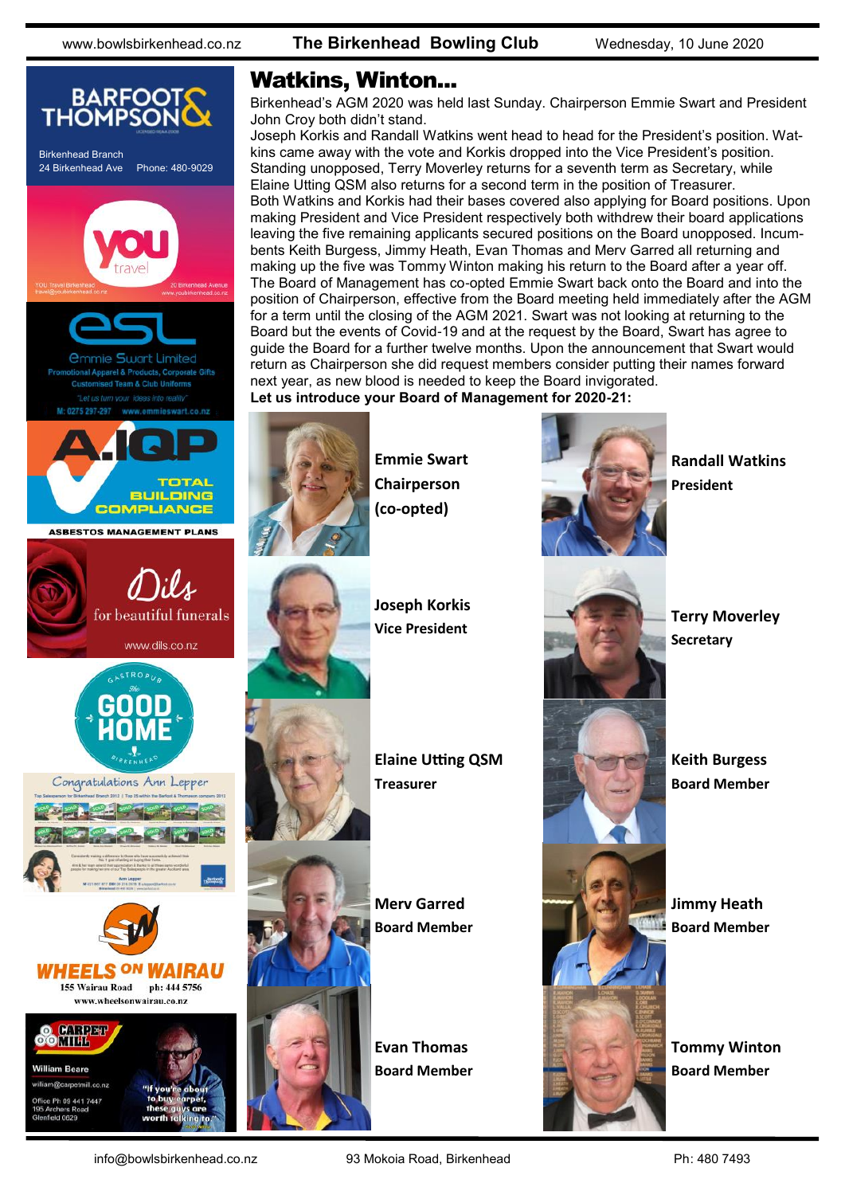# Watkins, Winton…

Birkenhead's AGM 2020 was held last Sunday. Chairperson Emmie Swart and President John Croy both didn't stand.

Joseph Korkis and Randall Watkins went head to head for the President's position. Watkins came away with the vote and Korkis dropped into the Vice President's position. Standing unopposed, Terry Moverley returns for a seventh term as Secretary, while Elaine Utting QSM also returns for a second term in the position of Treasurer.

Both Watkins and Korkis had their bases covered also applying for Board positions. Upon making President and Vice President respectively both withdrew their board applications leaving the five remaining applicants secured positions on the Board unopposed. Incumbents Keith Burgess, Jimmy Heath, Evan Thomas and Merv Garred all returning and making up the five was Tommy Winton making his return to the Board after a year off.

The Board of Management has co-opted Emmie Swart back onto the Board and into the position of Chairperson, effective from the Board meeting held immediately after the AGM for a term until the closing of the AGM 2021. Swart was not looking at returning to the Board but the events of Covid-19 and at the request by the Board, Swart has agree to guide the Board for a further twelve months. Upon the announcement that Swart would return as Chairperson she did request members consider putting their names forward next year, as new blood is needed to keep the Board invigorated.

**Let us introduce your Board of Management for 2020-21:**

**Emmie Swart**
**Chairperson (co-opted)**

**Randall Watkins**
**President**

**Joseph Korkis**
**Vice President**

**Terry Moverley**
**Secretary**

**Elaine Utting QSM**
**Treasurer**

**Keith Burgess**
**Board Member**

**Merv Garred**
**Board Member**

**Jimmy Heath**
**Board Member**

**Evan Thomas**
**Board Member**

**Tommy Winton**
**Board Member**

BARFOOT & THOMPSON
Birkenhead Branch
24 Birkenhead Ave Phone: 480-9029

YOU travel
YOU Travel Birkenhead — travel@youbirkenhead.co.nz
20 Birkenhead Avenue — www.youbirkenhead.co.nz

esl
Emmie Swart Limited
Promotional Apparel & Products, Corporate Gifts
Customised Team & Club Uniforms
"Let us turn your ideas into reality"
M: 0275 297-297 www.emmieswart.co.nz

A.IQP
TOTAL BUILDING COMPLIANCE
ASBESTOS MANAGEMENT PLANS

Dils
for beautiful funerals
www.dils.co.nz

Gastropub The Good Home Birkenhead

Congratulations Ann Lepper

WHEELS ON WAIRAU
155 Wairau Road ph: 444 5756
www.wheelsonwairau.co.nz

CARPET MILL
William Beare
william@carpetmill.co.nz
Office Ph: 09 441 7447
195 Archers Road
Glenfield 0629
"If you're about to buy carpet, these guys are worth talking to."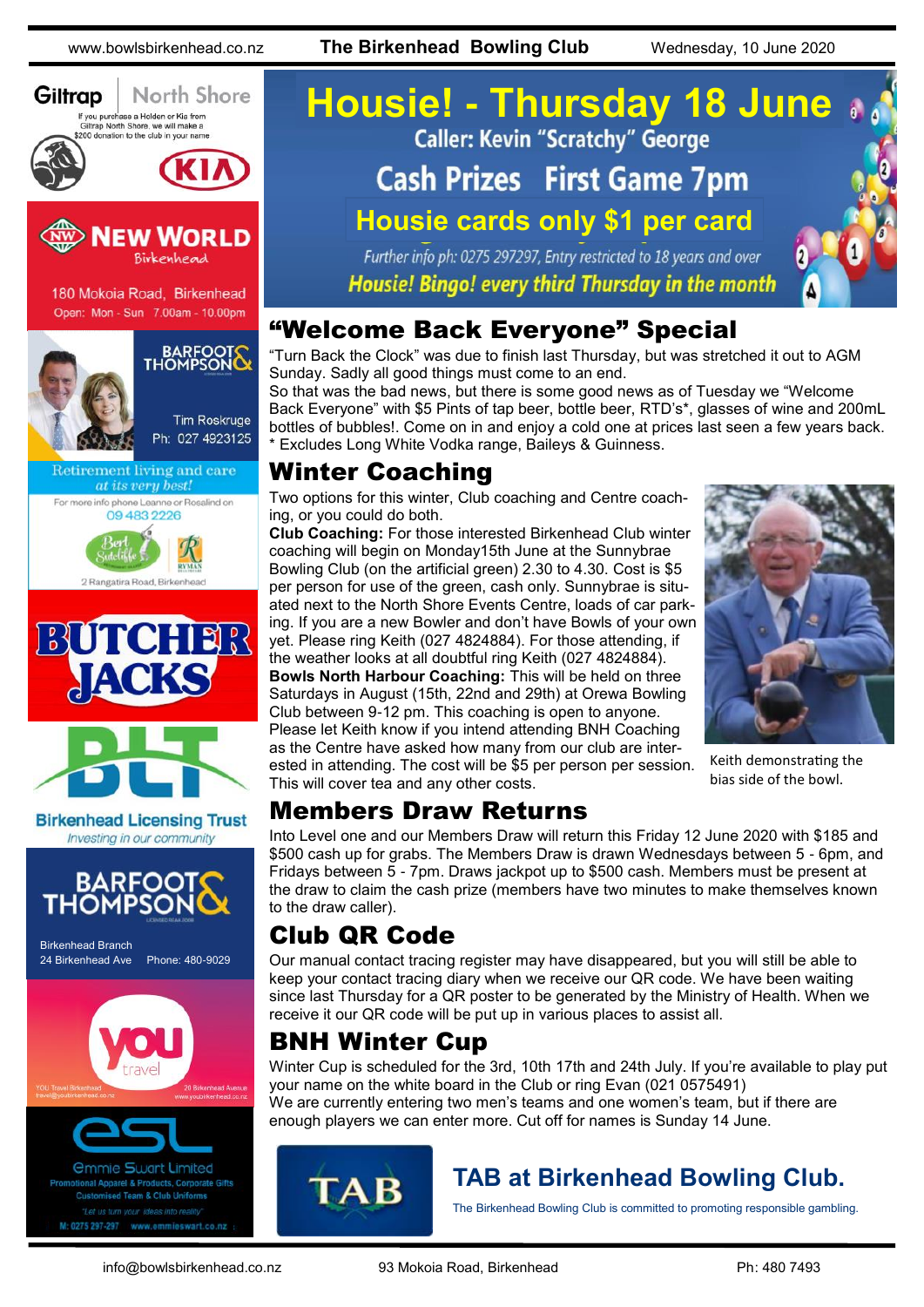# Housie! - Thursday 18 June

Caller: Kevin "Scratchy" George

Cash Prizes First Game 7pm

**Housie cards only $1 per card**

*Further info ph: 0275 297297, Entry restricted to 18 years and over*

*Housie! Bingo! every third Thursday in the month*

## "Welcome Back Everyone" Special

"Turn Back the Clock" was due to finish last Thursday, but was stretched it out to AGM Sunday. Sadly all good things must come to an end.

So that was the bad news, but there is some good news as of Tuesday we "Welcome Back Everyone" with $5 Pints of tap beer, bottle beer, RTD's*, glasses of wine and 200mL bottles of bubbles!. Come on in and enjoy a cold one at prices last seen a few years back.

* Excludes Long White Vodka range, Baileys & Guinness.

## Winter Coaching

Two options for this winter, Club coaching and Centre coaching, or you could do both.

**Club Coaching:** For those interested Birkenhead Club winter coaching will begin on Monday15th June at the Sunnybrae Bowling Club (on the artificial green) 2.30 to 4.30. Cost is $5 per person for use of the green, cash only. Sunnybrae is situated next to the North Shore Events Centre, loads of car parking. If you are a new Bowler and don't have Bowls of your own yet. Please ring Keith (027 4824884). For those attending, if the weather looks at all doubtful ring Keith (027 4824884).

**Bowls North Harbour Coaching:** This will be held on three Saturdays in August (15th, 22nd and 29th) at Orewa Bowling Club between 9-12 pm. This coaching is open to anyone. Please let Keith know if you intend attending BNH Coaching as the Centre have asked how many from our club are interested in attending. The cost will be $5 per person per session. This will cover tea and any other costs.

Keith demonstrating the bias side of the bowl.

## Members Draw Returns

Into Level one and our Members Draw will return this Friday 12 June 2020 with $185 and $500 cash up for grabs. The Members Draw is drawn Wednesdays between 5 - 6pm, and Fridays between 5 - 7pm. Draws jackpot up to $500 cash. Members must be present at the draw to claim the cash prize (members have two minutes to make themselves known to the draw caller).

## Club QR Code

Our manual contact tracing register may have disappeared, but you will still be able to keep your contact tracing diary when we receive our QR code. We have been waiting since last Thursday for a QR poster to be generated by the Ministry of Health. When we receive it our QR code will be put up in various places to assist all.

## BNH Winter Cup

Winter Cup is scheduled for the 3rd, 10th 17th and 24th July. If you're available to play put your name on the white board in the Club or ring Evan (021 0575491)

We are currently entering two men's teams and one women's team, but if there are enough players we can enter more. Cut off for names is Sunday 14 June.

## TAB at Birkenhead Bowling Club.

The Birkenhead Bowling Club is committed to promoting responsible gambling.

---

Giltrap North Shore — If you purchase a Holden or Kia from Giltrap North Shore, we will make a $200 donation to the club in your name

New World Birkenhead — 180 Mokoia Road, Birkenhead. Open: Mon - Sun 7.00am - 10.00pm

Barfoot & Thompson — Tim Roskruge Ph: 027 4923125

Retirement living and care *at its very best!* For more info phone Leanne or Rosalind on 09 483 2226. Bert Sutcliffe, Ryman. 2 Rangatira Road, Birkenhead

Butcher Jacks

BLT — Birkenhead Licensing Trust. *Investing in our community*

Barfoot & Thompson — Birkenhead Branch, 24 Birkenhead Ave. Phone: 480-9029

YOU Travel Birkenhead — 20 Birkenhead Avenue. travel@youbirkenhead.co.nz www.youbirkenhead.co.nz

ESL — Emmie Swart Limited. Promotional Apparel & Products, Corporate Gifts. Customised Team & Club Uniforms. "Let us turn your ideas into reality". M: 0275 297-297 www.emmieswart.co.nz

info@bowlsbirkenhead.co.nz — 93 Mokoia Road, Birkenhead — Ph: 480 7493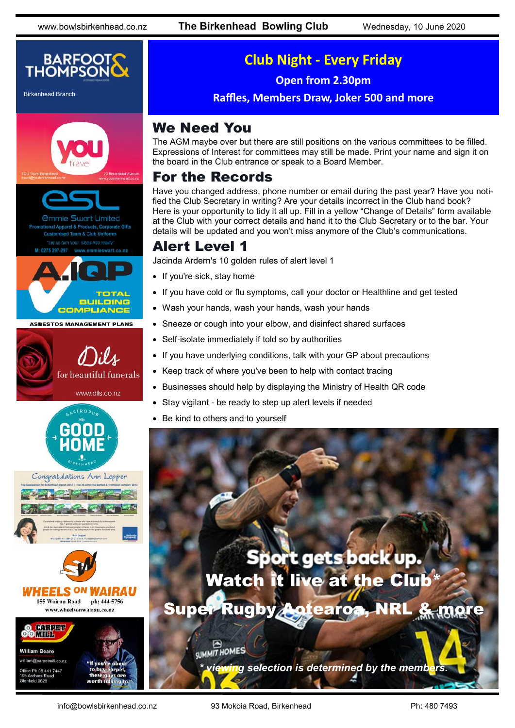## Club Night - Every Friday

**Open from 2.30pm**

**Raffles, Members Draw, Joker 500 and more**

## We Need You

The AGM maybe over but there are still positions on the various committees to be filled. Expressions of Interest for committees may still be made. Print your name and sign it on the board in the Club entrance or speak to a Board Member.

## For the Records

Have you changed address, phone number or email during the past year? Have you notified the Club Secretary in writing? Are your details incorrect in the Club hand book? Here is your opportunity to tidy it all up. Fill in a yellow "Change of Details" form available at the Club with your correct details and hand it to the Club Secretary or to the bar. Your details will be updated and you won't miss anymore of the Club's communications.

## Alert Level 1

Jacinda Ardern's 10 golden rules of alert level 1

- If you're sick, stay home
- If you have cold or flu symptoms, call your doctor or Healthline and get tested
- Wash your hands, wash your hands, wash your hands
- Sneeze or cough into your elbow, and disinfect shared surfaces
- Self-isolate immediately if told so by authorities
- If you have underlying conditions, talk with your GP about precautions
- Keep track of where you've been to help with contact tracing
- Businesses should help by displaying the Ministry of Health QR code
- Stay vigilant - be ready to step up alert levels if needed
- Be kind to others and to yourself

**Sport gets back up.**

**Watch it live at the Club***

**Super Rugby Aotearoa, NRL & more**

*\* viewing selection is determined by the members.*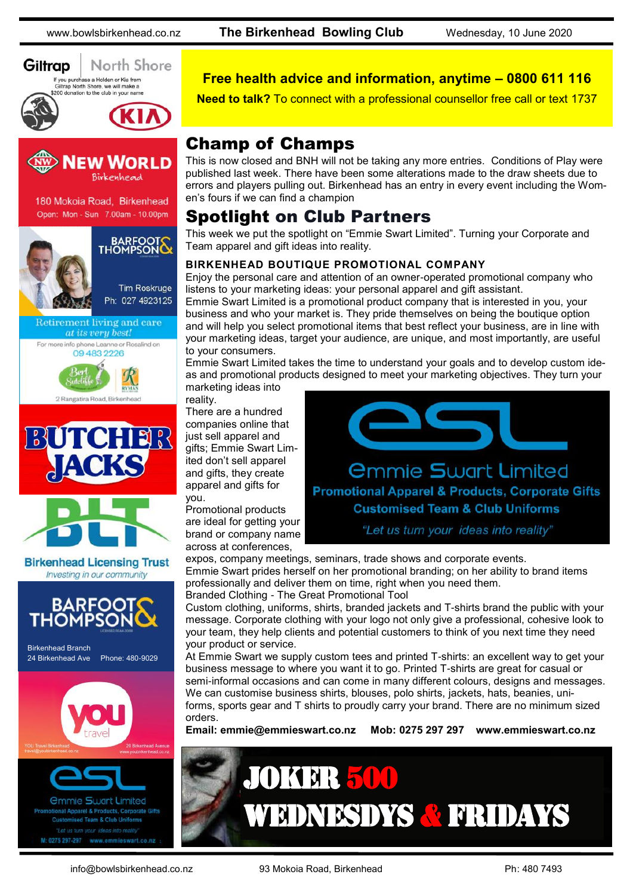**Free health advice and information, anytime – 0800 611 116**

**Need to talk?** To connect with a professional counsellor free call or text 1737

## Champ of Champs

This is now closed and BNH will not be taking any more entries. Conditions of Play were published last week. There have been some alterations made to the draw sheets due to errors and players pulling out. Birkenhead has an entry in every event including the Women's fours if we can find a champion

## Spotlight on Club Partners

This week we put the spotlight on "Emmie Swart Limited". Turning your Corporate and Team apparel and gift ideas into reality.

### BIRKENHEAD BOUTIQUE PROMOTIONAL COMPANY

Enjoy the personal care and attention of an owner-operated promotional company who listens to your marketing ideas: your personal apparel and gift assistant.

Emmie Swart Limited is a promotional product company that is interested in you, your business and who your market is. They pride themselves on being the boutique option and will help you select promotional items that best reflect your business, are in line with your marketing ideas, target your audience, are unique, and most importantly, are useful to your consumers.

Emmie Swart Limited takes the time to understand your goals and to develop custom ideas and promotional products designed to meet your marketing objectives. They turn your marketing ideas into reality.

There are a hundred companies online that just sell apparel and gifts; Emmie Swart Limited don't sell apparel and gifts, they create apparel and gifts for you.

Promotional products are ideal for getting your brand or company name across at conferences, expos, company meetings, seminars, trade shows and corporate events.

Emmie Swart prides herself on her promotional branding; on her ability to brand items professionally and deliver them on time, right when you need them.

Branded Clothing - The Great Promotional Tool

Custom clothing, uniforms, shirts, branded jackets and T-shirts brand the public with your message. Corporate clothing with your logo not only give a professional, cohesive look to your team, they help clients and potential customers to think of you next time they need your product or service.

At Emmie Swart we supply custom tees and printed T-shirts: an excellent way to get your business message to where you want it to go. Printed T-shirts are great for casual or semi-informal occasions and can come in many different colours, designs and messages. We can customise business shirts, blouses, polo shirts, jackets, hats, beanies, uniforms, sports gear and T shirts to proudly carry your brand. There are no minimum sized orders.

**Email: emmie@emmieswart.co.nz  Mob: 0275 297 297  www.emmieswart.co.nz**

esl
Emmie Swart Limited
Promotional Apparel & Products, Corporate Gifts
Customised Team & Club Uniforms
"Let us turn your ideas into reality"

JOKER 500
WEDNESDYS & FRIDAYS

Giltrap North Shore
If you purchase a Holden or Kia from Giltrap North Shore, we will make a $200 donation to the club in your name

New World Birkenhead
180 Mokoia Road, Birkenhead
Open: Mon - Sun 7.00am - 10.00pm

Barfoot & Thompson
Tim Roskruge
Ph: 027 4923125

Retirement living and care at its very best!
For more info phone Leanne or Rosalind on 09 483 2226
Bert Sutcliffe Retirement Village — Ryman Healthcare
2 Rangatira Road, Birkenhead

BUTCHER JACKS

BLT
Birkenhead Licensing Trust
Investing in our community

Barfoot & Thompson
Birkenhead Branch
24 Birkenhead Ave  Phone: 480-9029

you travel
YOU Travel Birkenhead
travel@youbirkenhead.co.nz
20 Birkenhead Avenue
www.youbirkenhead.co.nz

esl
Emmie Swart Limited
Promotional Apparel & Products, Corporate Gifts
Customised Team & Club Uniforms
"Let us turn your ideas into reality"
M: 0275 297-297  www.emmieswart.co.nz